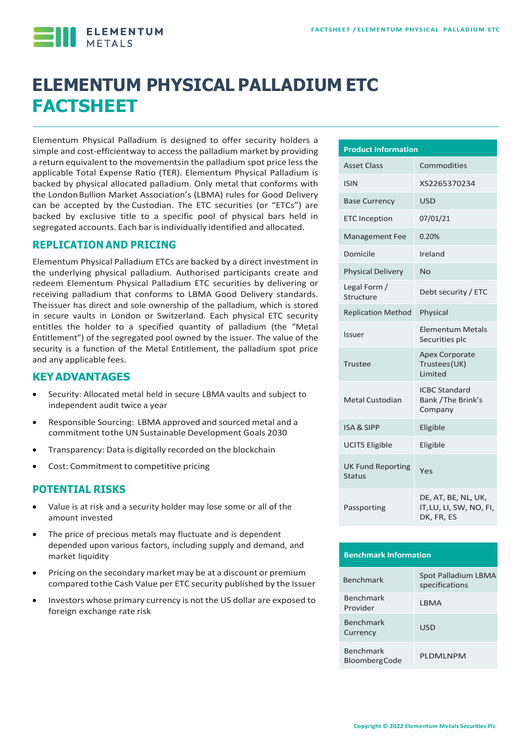# ELEMENTUM PHYSICAL PALLADIUM ETC FACTSHEET

Elementum Physical Palladium is designed to offer security holders a simple and cost-efficient way to access the palladium market by providing a return equivalent to the movements in the palladium spot price less the applicable Total Expense Ratio (TER). Elementum Physical Palladium is backed by physical allocated palladium. Only metal that conforms with the London Bullion Market Association's (LBMA) rules for Good Delivery can be accepted by the Custodian. The ETC securities (or "ETCs") are backed by exclusive title to a specific pool of physical bars held in segregated accounts. Each bar is individually identified and allocated.

## REPLICATION AND PRICING

Elementum Physical Palladium ETCs are backed by a direct investment in the underlying physical palladium. Authorised participants create and redeem Elementum Physical Palladium ETC securities by delivering or receiving palladium that conforms to LBMA Good Delivery standards. The issuer has direct and sole ownership of the palladium, which is stored in secure vaults in London or Switzerland. Each physical ETC security entitles the holder to a specified quantity of palladium (the "Metal Entitlement") of the segregated pool owned by the issuer. The value of the security is a function of the Metal Entitlement, the palladium spot price and any applicable fees.

## KEY ADVANTAGES

- Security: Allocated metal held in secure LBMA vaults and subject to independent audit twice a year
- Responsible Sourcing: LBMA approved and sourced metal and a commitment to the UN Sustainable Development Goals 2030
- Transparency: Data is digitally recorded on the blockchain
- Cost: Commitment to competitive pricing

## POTENTIAL RISKS

- Value is at risk and a security holder may lose some or all of the amount invested
- The price of precious metals may fluctuate and is dependent depended upon various factors, including supply and demand, and market liquidity
- Pricing on the secondary market may be at a discount or premium compared to the Cash Value per ETC security published by the Issuer
- Investors whose primary currency is not the US dollar are exposed to foreign exchange rate risk

| Product Information | |
|---|---|
| Asset Class | Commodities |
| ISIN | XS2265370234 |
| Base Currency | USD |
| ETC Inception | 07/01/21 |
| Management Fee | 0.20% |
| Domicile | Ireland |
| Physical Delivery | No |
| Legal Form / Structure | Debt security / ETC |
| Replication Method | Physical |
| Issuer | Elementum Metals Securities plc |
| Trustee | Apex Corporate Trustees (UK) Limited |
| Metal Custodian | ICBC Standard Bank / The Brink's Company |
| ISA & SIPP | Eligible |
| UCITS Eligible | Eligible |
| UK Fund Reporting Status | Yes |
| Passporting | DE, AT, BE, NL, UK, IT, LU, LI, SW, NO, FI, DK, FR, ES |

| Benchmark Information | |
|---|---|
| Benchmark | Spot Palladium LBMA specifications |
| Benchmark Provider | LBMA |
| Benchmark Currency | USD |
| Benchmark Bloomberg Code | PLDMLNPM |

Copyright © 2022 Elementum Metals Securities Plc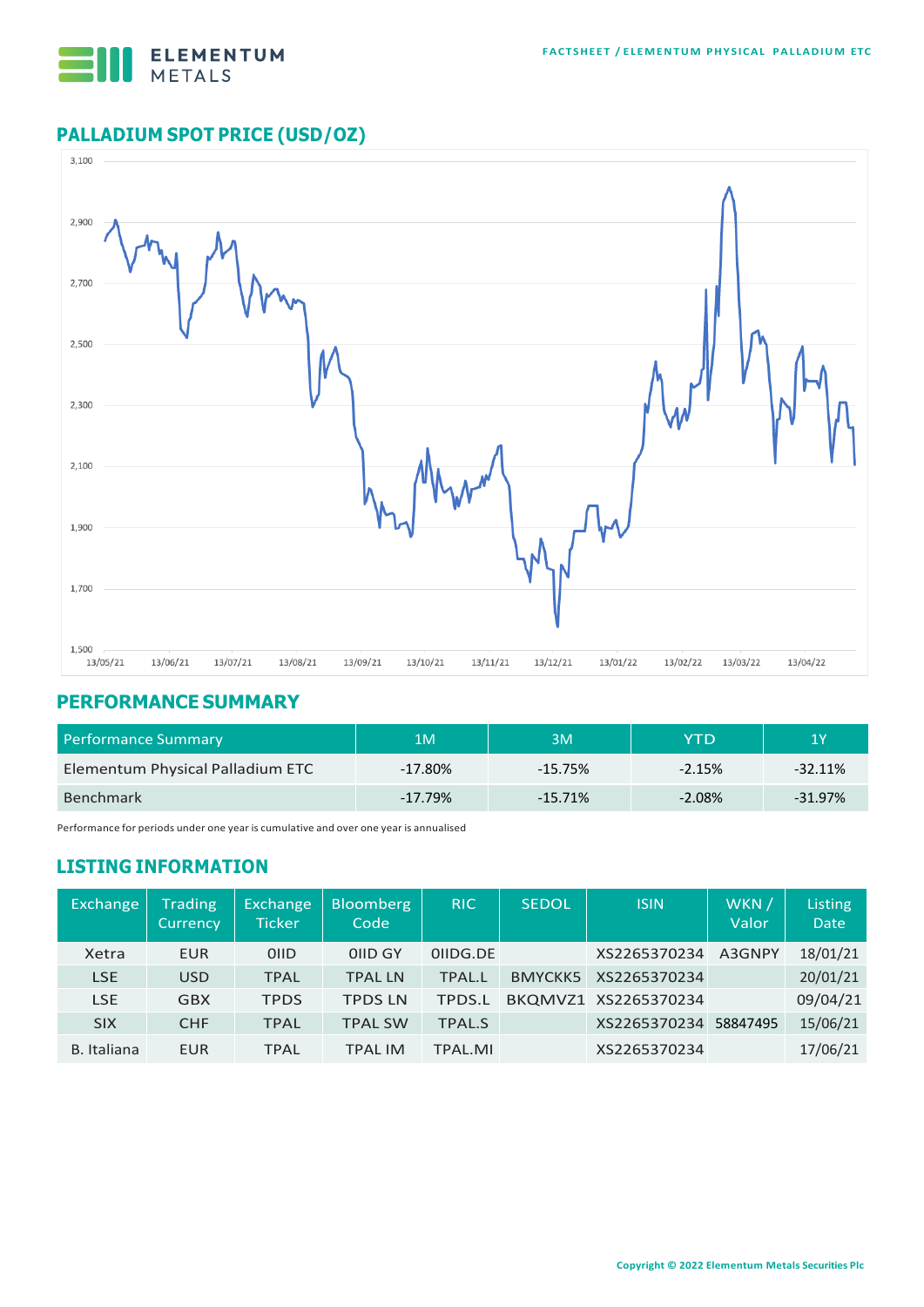## PALLADIUM SPOT PRICE (USD/OZ)

## PERFORMANCE SUMMARY

| Performance Summary | 1M | 3M | YTD | 1Y |
|---|---|---|---|---|
| Elementum Physical Palladium ETC | -17.80% | -15.75% | -2.15% | -32.11% |
| Benchmark | -17.79% | -15.71% | -2.08% | -31.97% |

Performance for periods under one year is cumulative and over one year is annualised

## LISTING INFORMATION

| Exchange | Trading Currency | Exchange Ticker | Bloomberg Code | RIC | SEDOL | ISIN | WKN / Valor | Listing Date |
|---|---|---|---|---|---|---|---|---|
| Xetra | EUR | 0IID | 0IID GY | 0IIDG.DE | | XS2265370234 | A3GNPY | 18/01/21 |
| LSE | USD | TPAL | TPAL LN | TPAL.L | BMYCKK5 | XS2265370234 | | 20/01/21 |
| LSE | GBX | TPDS | TPDS LN | TPDS.L | BKQMVZ1 | XS2265370234 | | 09/04/21 |
| SIX | CHF | TPAL | TPAL SW | TPAL.S | | XS2265370234 | 58847495 | 15/06/21 |
| B. Italiana | EUR | TPAL | TPAL IM | TPAL.MI | | XS2265370234 | | 17/06/21 |

Copyright © 2022 Elementum Metals Securities Plc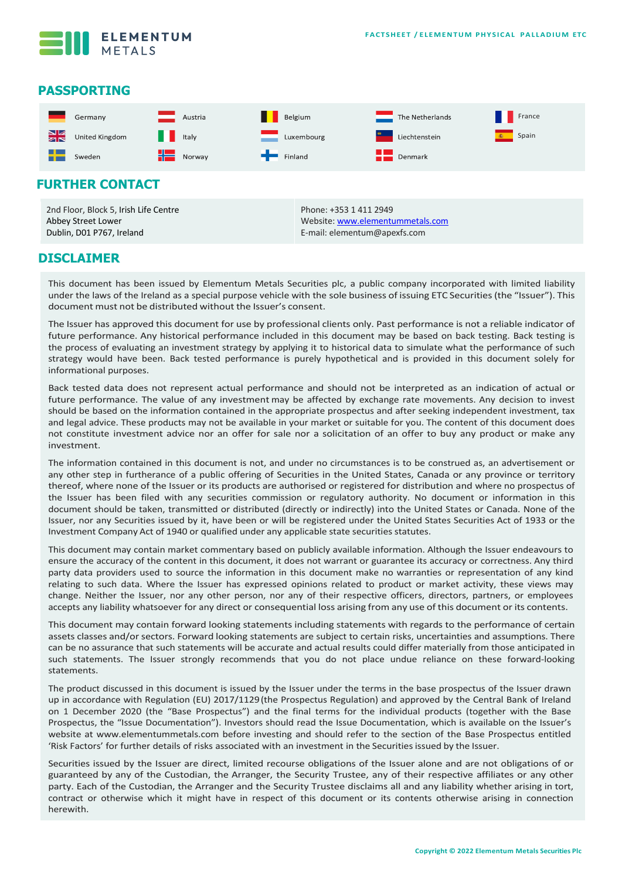## PASSPORTING

| | | | | |
|---|---|---|---|---|
| Germany | Austria | Belgium | The Netherlands | France |
| United Kingdom | Italy | Luxembourg | Liechtenstein | Spain |
| Sweden | Norway | Finland | Denmark | |

## FURTHER CONTACT

| | |
|---|---|
| 2nd Floor, Block 5, Irish Life Centre<br>Abbey Street Lower<br>Dublin, D01 P767, Ireland | Phone: +353 1 411 2949<br>Website: www.elementummetals.com<br>E-mail: elementum@apexfs.com |

## DISCLAIMER

This document has been issued by Elementum Metals Securities plc, a public company incorporated with limited liability under the laws of the Ireland as a special purpose vehicle with the sole business of issuing ETC Securities (the "Issuer"). This document must not be distributed without the Issuer's consent.

The Issuer has approved this document for use by professional clients only. Past performance is not a reliable indicator of future performance. Any historical performance included in this document may be based on back testing. Back testing is the process of evaluating an investment strategy by applying it to historical data to simulate what the performance of such strategy would have been. Back tested performance is purely hypothetical and is provided in this document solely for informational purposes.

Back tested data does not represent actual performance and should not be interpreted as an indication of actual or future performance. The value of any investment may be affected by exchange rate movements. Any decision to invest should be based on the information contained in the appropriate prospectus and after seeking independent investment, tax and legal advice. These products may not be available in your market or suitable for you. The content of this document does not constitute investment advice nor an offer for sale nor a solicitation of an offer to buy any product or make any investment.

The information contained in this document is not, and under no circumstances is to be construed as, an advertisement or any other step in furtherance of a public offering of Securities in the United States, Canada or any province or territory thereof, where none of the Issuer or its products are authorised or registered for distribution and where no prospectus of the Issuer has been filed with any securities commission or regulatory authority. No document or information in this document should be taken, transmitted or distributed (directly or indirectly) into the United States or Canada. None of the Issuer, nor any Securities issued by it, have been or will be registered under the United States Securities Act of 1933 or the Investment Company Act of 1940 or qualified under any applicable state securities statutes.

This document may contain market commentary based on publicly available information. Although the Issuer endeavours to ensure the accuracy of the content in this document, it does not warrant or guarantee its accuracy or correctness. Any third party data providers used to source the information in this document make no warranties or representation of any kind relating to such data. Where the Issuer has expressed opinions related to product or market activity, these views may change. Neither the Issuer, nor any other person, nor any of their respective officers, directors, partners, or employees accepts any liability whatsoever for any direct or consequential loss arising from any use of this document or its contents.

This document may contain forward looking statements including statements with regards to the performance of certain assets classes and/or sectors. Forward looking statements are subject to certain risks, uncertainties and assumptions. There can be no assurance that such statements will be accurate and actual results could differ materially from those anticipated in such statements. The Issuer strongly recommends that you do not place undue reliance on these forward-looking statements.

The product discussed in this document is issued by the Issuer under the terms in the base prospectus of the Issuer drawn up in accordance with Regulation (EU) 2017/1129 (the Prospectus Regulation) and approved by the Central Bank of Ireland on 1 December 2020 (the "Base Prospectus") and the final terms for the individual products (together with the Base Prospectus, the "Issue Documentation"). Investors should read the Issue Documentation, which is available on the Issuer's website at www.elementummetals.com before investing and should refer to the section of the Base Prospectus entitled 'Risk Factors' for further details of risks associated with an investment in the Securities issued by the Issuer.

Securities issued by the Issuer are direct, limited recourse obligations of the Issuer alone and are not obligations of or guaranteed by any of the Custodian, the Arranger, the Security Trustee, any of their respective affiliates or any other party. Each of the Custodian, the Arranger and the Security Trustee disclaims all and any liability whether arising in tort, contract or otherwise which it might have in respect of this document or its contents otherwise arising in connection herewith.

Copyright © 2022 Elementum Metals Securities Plc